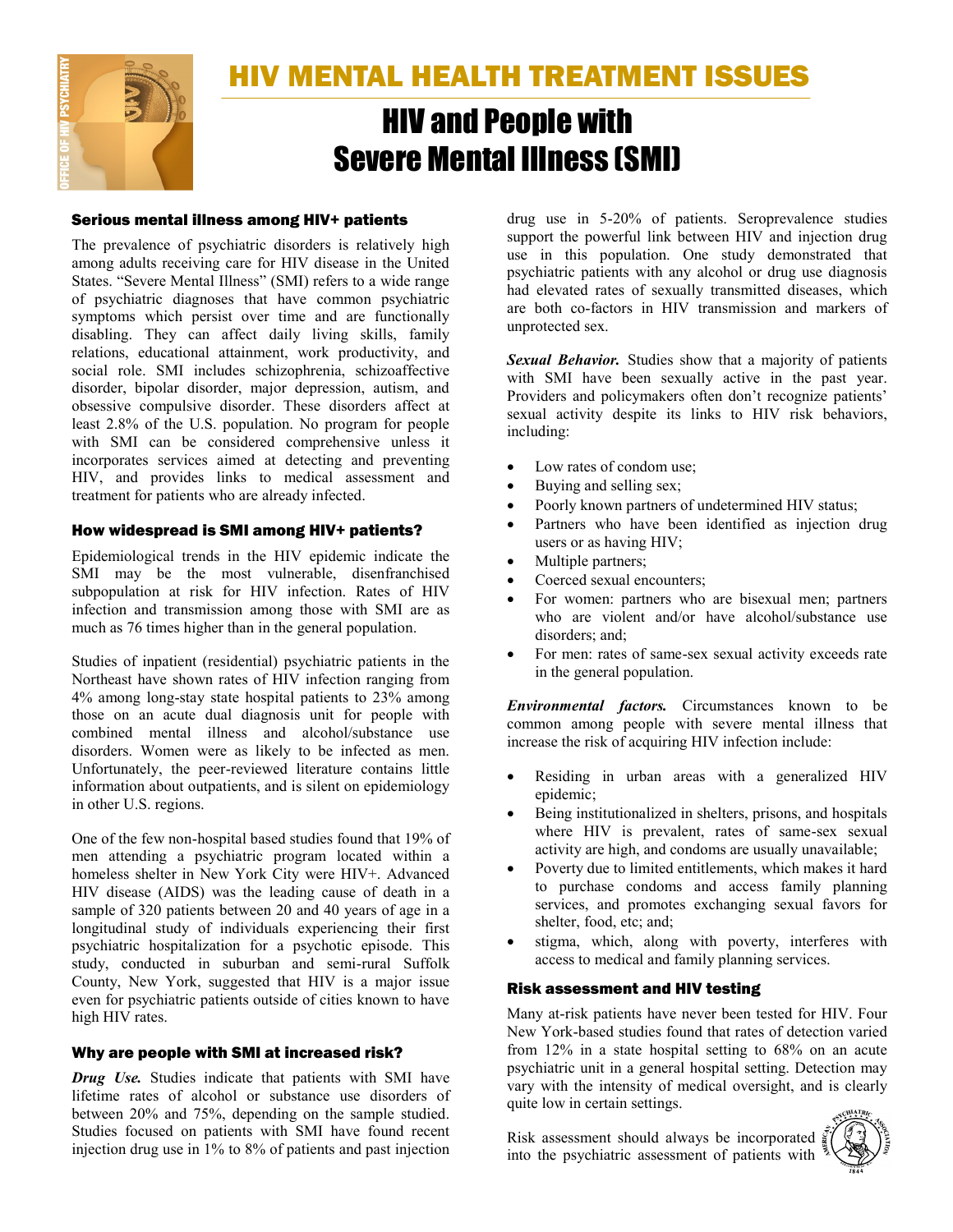# HIV MENTAL HEALTH TREATMENT ISSUES

## HIV and People with Severe Mental Illness (SMI)

### Serious mental illness among HIV+ patients

The prevalence of psychiatric disorders is relatively high among adults receiving care for HIV disease in the United States. "Severe Mental Illness" (SMI) refers to a wide range of psychiatric diagnoses that have common psychiatric symptoms which persist over time and are functionally disabling. They can affect daily living skills, family relations, educational attainment, work productivity, and social role. SMI includes schizophrenia, schizoaffective disorder, bipolar disorder, major depression, autism, and obsessive compulsive disorder. These disorders affect at least 2.8% of the U.S. population. No program for people with SMI can be considered comprehensive unless it incorporates services aimed at detecting and preventing HIV, and provides links to medical assessment and treatment for patients who are already infected.

### How widespread is SMI among HIV+ patients?

Epidemiological trends in the HIV epidemic indicate the SMI may be the most vulnerable, disenfranchised subpopulation at risk for HIV infection. Rates of HIV infection and transmission among those with SMI are as much as 76 times higher than in the general population.

Studies of inpatient (residential) psychiatric patients in the Northeast have shown rates of HIV infection ranging from 4% among long-stay state hospital patients to 23% among those on an acute dual diagnosis unit for people with combined mental illness and alcohol/substance use disorders. Women were as likely to be infected as men. Unfortunately, the peer-reviewed literature contains little information about outpatients, and is silent on epidemiology in other U.S. regions.

One of the few non-hospital based studies found that 19% of men attending a psychiatric program located within a homeless shelter in New York City were HIV+. Advanced HIV disease (AIDS) was the leading cause of death in a sample of 320 patients between 20 and 40 years of age in a longitudinal study of individuals experiencing their first psychiatric hospitalization for a psychotic episode. This study, conducted in suburban and semi-rural Suffolk County, New York, suggested that HIV is a major issue even for psychiatric patients outside of cities known to have high HIV rates.

### Why are people with SMI at increased risk?

***Drug Use.*** Studies indicate that patients with SMI have lifetime rates of alcohol or substance use disorders of between 20% and 75%, depending on the sample studied. Studies focused on patients with SMI have found recent injection drug use in 1% to 8% of patients and past injection drug use in 5-20% of patients. Seroprevalence studies support the powerful link between HIV and injection drug use in this population. One study demonstrated that psychiatric patients with any alcohol or drug use diagnosis had elevated rates of sexually transmitted diseases, which are both co-factors in HIV transmission and markers of unprotected sex.

***Sexual Behavior.*** Studies show that a majority of patients with SMI have been sexually active in the past year. Providers and policymakers often don't recognize patients' sexual activity despite its links to HIV risk behaviors, including:

- Low rates of condom use;
- Buying and selling sex;
- Poorly known partners of undetermined HIV status;
- Partners who have been identified as injection drug users or as having HIV;
- Multiple partners;
- Coerced sexual encounters;
- For women: partners who are bisexual men; partners who are violent and/or have alcohol/substance use disorders; and;
- For men: rates of same-sex sexual activity exceeds rate in the general population.

***Environmental factors.*** Circumstances known to be common among people with severe mental illness that increase the risk of acquiring HIV infection include:

- Residing in urban areas with a generalized HIV epidemic;
- Being institutionalized in shelters, prisons, and hospitals where HIV is prevalent, rates of same-sex sexual activity are high, and condoms are usually unavailable;
- Poverty due to limited entitlements, which makes it hard to purchase condoms and access family planning services, and promotes exchanging sexual favors for shelter, food, etc; and;
- stigma, which, along with poverty, interferes with access to medical and family planning services.

### Risk assessment and HIV testing

Many at-risk patients have never been tested for HIV. Four New York-based studies found that rates of detection varied from 12% in a state hospital setting to 68% on an acute psychiatric unit in a general hospital setting. Detection may vary with the intensity of medical oversight, and is clearly quite low in certain settings.

Risk assessment should always be incorporated into the psychiatric assessment of patients with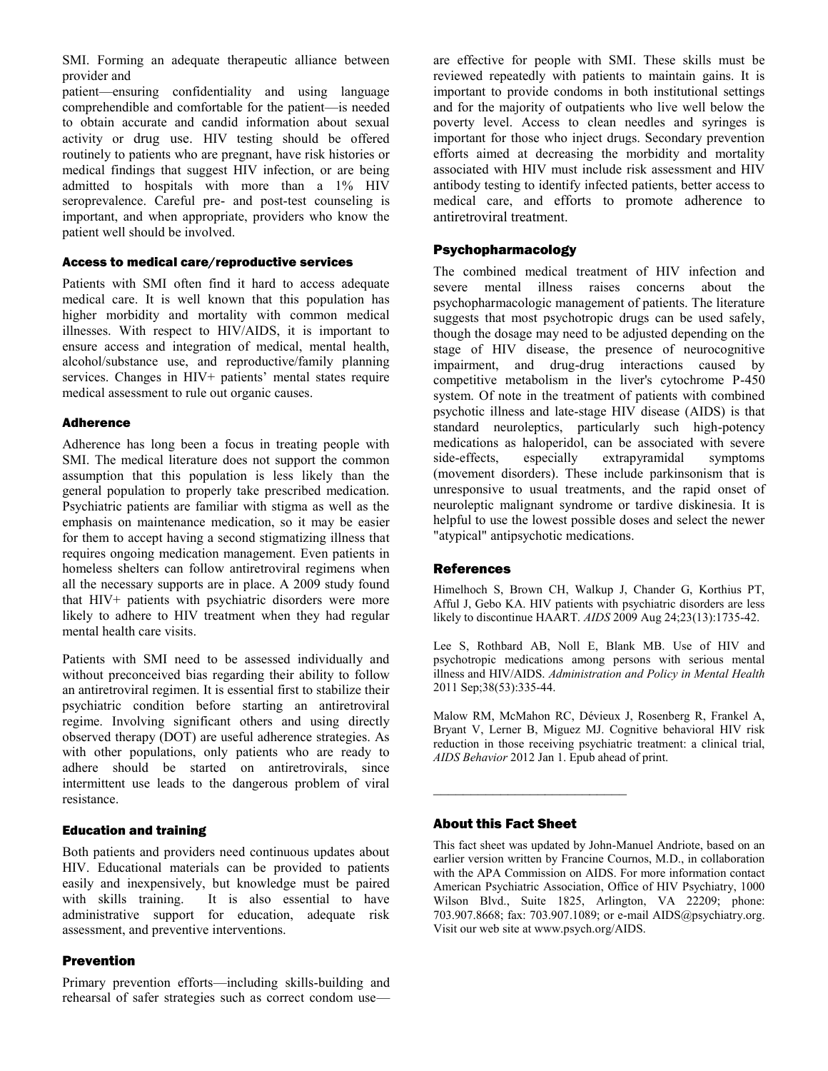SMI. Forming an adequate therapeutic alliance between provider and patient—ensuring confidentiality and using language comprehendible and comfortable for the patient—is needed to obtain accurate and candid information about sexual activity or drug use. HIV testing should be offered routinely to patients who are pregnant, have risk histories or medical findings that suggest HIV infection, or are being admitted to hospitals with more than a 1% HIV seroprevalence. Careful pre- and post-test counseling is important, and when appropriate, providers who know the patient well should be involved.

### Access to medical care/reproductive services

Patients with SMI often find it hard to access adequate medical care. It is well known that this population has higher morbidity and mortality with common medical illnesses. With respect to HIV/AIDS, it is important to ensure access and integration of medical, mental health, alcohol/substance use, and reproductive/family planning services. Changes in HIV+ patients' mental states require medical assessment to rule out organic causes.

### Adherence

Adherence has long been a focus in treating people with SMI. The medical literature does not support the common assumption that this population is less likely than the general population to properly take prescribed medication. Psychiatric patients are familiar with stigma as well as the emphasis on maintenance medication, so it may be easier for them to accept having a second stigmatizing illness that requires ongoing medication management. Even patients in homeless shelters can follow antiretroviral regimens when all the necessary supports are in place. A 2009 study found that HIV+ patients with psychiatric disorders were more likely to adhere to HIV treatment when they had regular mental health care visits.

Patients with SMI need to be assessed individually and without preconceived bias regarding their ability to follow an antiretroviral regimen. It is essential first to stabilize their psychiatric condition before starting an antiretroviral regime. Involving significant others and using directly observed therapy (DOT) are useful adherence strategies. As with other populations, only patients who are ready to adhere should be started on antiretrovirals, since intermittent use leads to the dangerous problem of viral resistance.

### Education and training

Both patients and providers need continuous updates about HIV. Educational materials can be provided to patients easily and inexpensively, but knowledge must be paired with skills training. It is also essential to have administrative support for education, adequate risk assessment, and preventive interventions.

### Prevention

Primary prevention efforts—including skills-building and rehearsal of safer strategies such as correct condom use—are effective for people with SMI. These skills must be reviewed repeatedly with patients to maintain gains. It is important to provide condoms in both institutional settings and for the majority of outpatients who live well below the poverty level. Access to clean needles and syringes is important for those who inject drugs. Secondary prevention efforts aimed at decreasing the morbidity and mortality associated with HIV must include risk assessment and HIV antibody testing to identify infected patients, better access to medical care, and efforts to promote adherence to antiretroviral treatment.

### Psychopharmacology

The combined medical treatment of HIV infection and severe mental illness raises concerns about the psychopharmacologic management of patients. The literature suggests that most psychotropic drugs can be used safely, though the dosage may need to be adjusted depending on the stage of HIV disease, the presence of neurocognitive impairment, and drug-drug interactions caused by competitive metabolism in the liver's cytochrome P-450 system. Of note in the treatment of patients with combined psychotic illness and late-stage HIV disease (AIDS) is that standard neuroleptics, particularly such high-potency medications as haloperidol, can be associated with severe side-effects, especially extrapyramidal symptoms (movement disorders). These include parkinsonism that is unresponsive to usual treatments, and the rapid onset of neuroleptic malignant syndrome or tardive diskinesia. It is helpful to use the lowest possible doses and select the newer "atypical" antipsychotic medications.

### References

Himelhoch S, Brown CH, Walkup J, Chander G, Korthius PT, Afful J, Gebo KA. HIV patients with psychiatric disorders are less likely to discontinue HAART. *AIDS* 2009 Aug 24;23(13):1735-42.

Lee S, Rothbard AB, Noll E, Blank MB. Use of HIV and psychotropic medications among persons with serious mental illness and HIV/AIDS. *Administration and Policy in Mental Health* 2011 Sep;38(53):335-44.

Malow RM, McMahon RC, Dévieux J, Rosenberg R, Frankel A, Bryant V, Lerner B, Miguez MJ. Cognitive behavioral HIV risk reduction in those receiving psychiatric treatment: a clinical trial, *AIDS Behavior* 2012 Jan 1. Epub ahead of print.

---

### About this Fact Sheet

This fact sheet was updated by John-Manuel Andriote, based on an earlier version written by Francine Cournos, M.D., in collaboration with the APA Commission on AIDS. For more information contact American Psychiatric Association, Office of HIV Psychiatry, 1000 Wilson Blvd., Suite 1825, Arlington, VA 22209; phone: 703.907.8668; fax: 703.907.1089; or e-mail AIDS@psychiatry.org. Visit our web site at www.psych.org/AIDS.